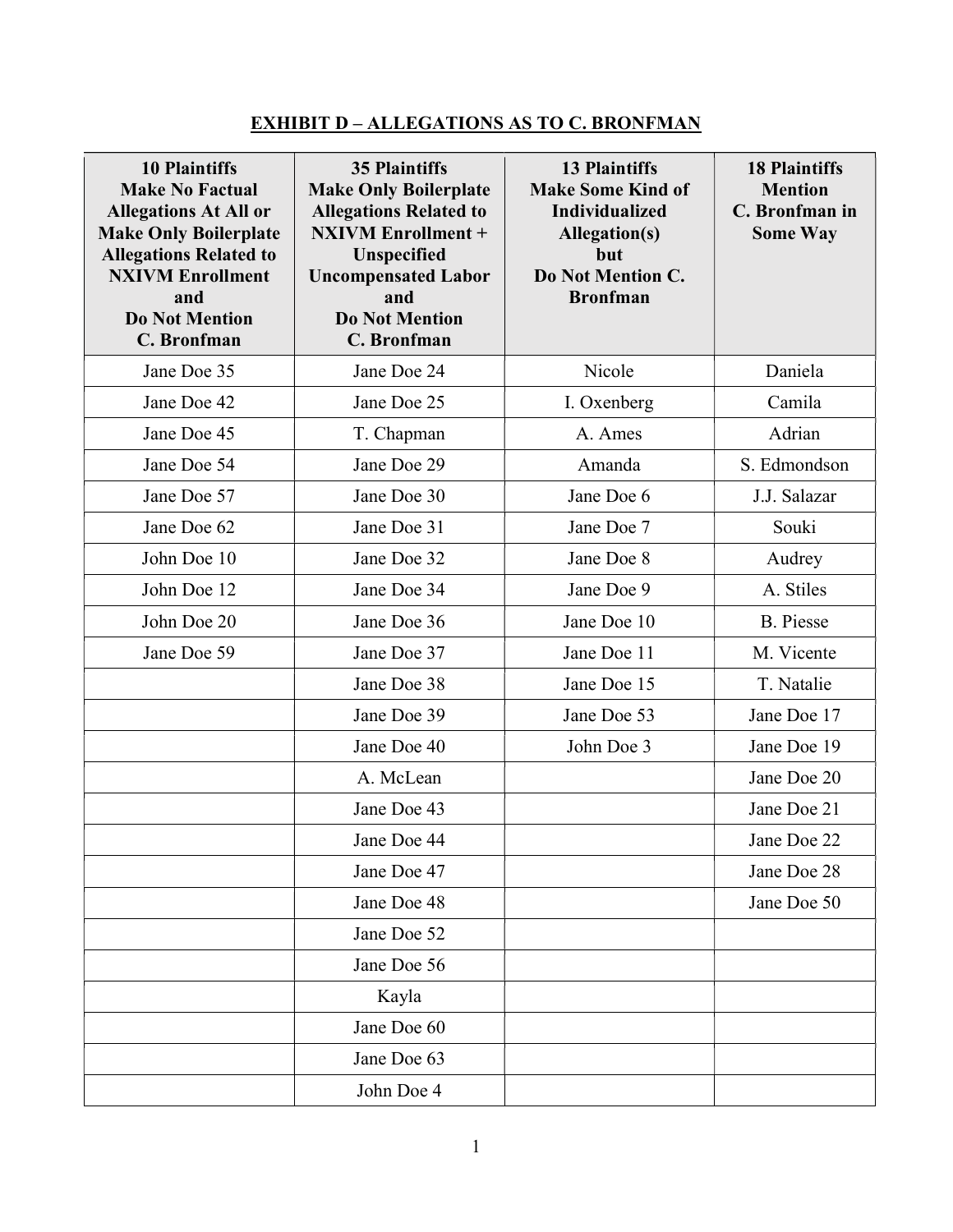## EXHIBIT D – ALLEGATIONS AS TO C. BRONFMAN

| **10 Plaintiffs Make No Factual Allegations At All or Make Only Boilerplate Allegations Related to NXIVM Enrollment and Do Not Mention C. Bronfman** | **35 Plaintiffs Make Only Boilerplate Allegations Related to NXIVM Enrollment + Unspecified Uncompensated Labor and Do Not Mention C. Bronfman** | **13 Plaintiffs Make Some Kind of Individualized Allegation(s) but Do Not Mention C. Bronfman** | **18 Plaintiffs Mention C. Bronfman in Some Way** |
|---|---|---|---|
| Jane Doe 35 | Jane Doe 24 | Nicole | Daniela |
| Jane Doe 42 | Jane Doe 25 | I. Oxenberg | Camila |
| Jane Doe 45 | T. Chapman | A. Ames | Adrian |
| Jane Doe 54 | Jane Doe 29 | Amanda | S. Edmondson |
| Jane Doe 57 | Jane Doe 30 | Jane Doe 6 | J.J. Salazar |
| Jane Doe 62 | Jane Doe 31 | Jane Doe 7 | Souki |
| John Doe 10 | Jane Doe 32 | Jane Doe 8 | Audrey |
| John Doe 12 | Jane Doe 34 | Jane Doe 9 | A. Stiles |
| John Doe 20 | Jane Doe 36 | Jane Doe 10 | B. Piesse |
| Jane Doe 59 | Jane Doe 37 | Jane Doe 11 | M. Vicente |
| | Jane Doe 38 | Jane Doe 15 | T. Natalie |
| | Jane Doe 39 | Jane Doe 53 | Jane Doe 17 |
| | Jane Doe 40 | John Doe 3 | Jane Doe 19 |
| | A. McLean | | Jane Doe 20 |
| | Jane Doe 43 | | Jane Doe 21 |
| | Jane Doe 44 | | Jane Doe 22 |
| | Jane Doe 47 | | Jane Doe 28 |
| | Jane Doe 48 | | Jane Doe 50 |
| | Jane Doe 52 | | |
| | Jane Doe 56 | | |
| | Kayla | | |
| | Jane Doe 60 | | |
| | Jane Doe 63 | | |
| | John Doe 4 | | |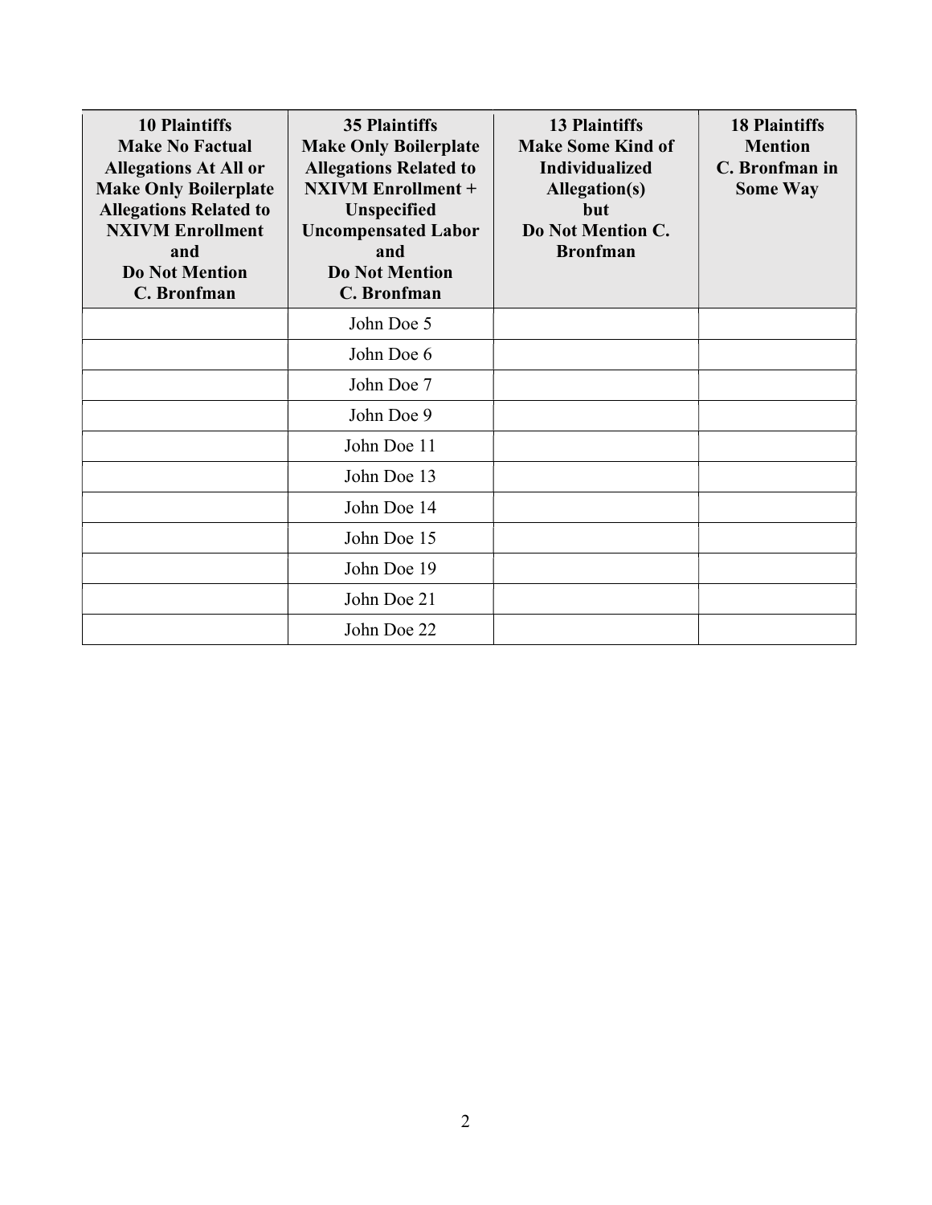| **10 Plaintiffs Make No Factual Allegations At All or Make Only Boilerplate Allegations Related to NXIVM Enrollment and Do Not Mention C. Bronfman** | **35 Plaintiffs Make Only Boilerplate Allegations Related to NXIVM Enrollment + Unspecified Uncompensated Labor and Do Not Mention C. Bronfman** | **13 Plaintiffs Make Some Kind of Individualized Allegation(s) but Do Not Mention C. Bronfman** | **18 Plaintiffs Mention C. Bronfman in Some Way** |
|---|---|---|---|
| | John Doe 5 | | |
| | John Doe 6 | | |
| | John Doe 7 | | |
| | John Doe 9 | | |
| | John Doe 11 | | |
| | John Doe 13 | | |
| | John Doe 14 | | |
| | John Doe 15 | | |
| | John Doe 19 | | |
| | John Doe 21 | | |
| | John Doe 22 | | |